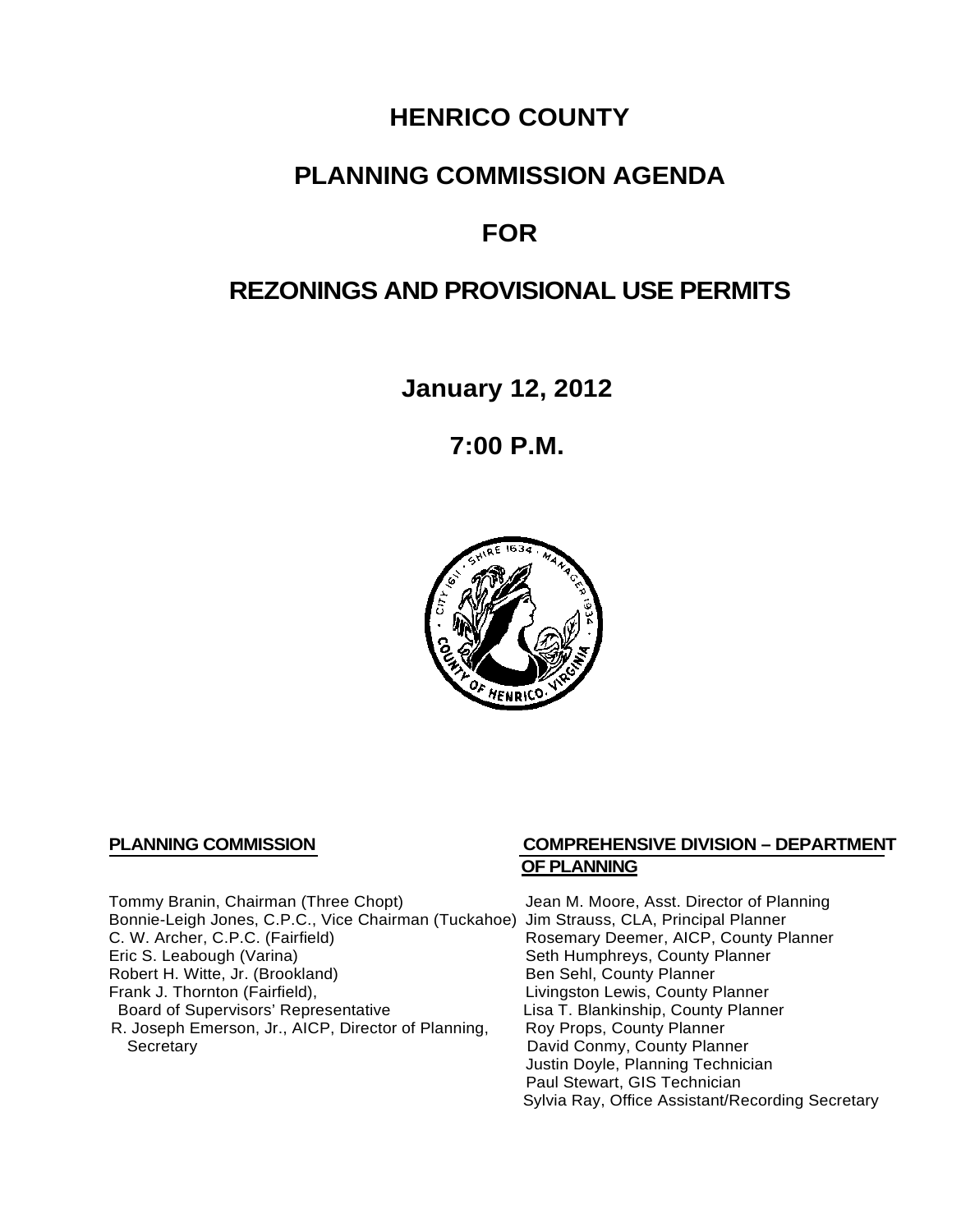# HENRICO COUNTY

# PLANNING COMMISSION AGENDA

# FOR

# REZONINGS AND PROVISIONAL USE PERMITS

**January 12, 2012**

**7:00 P.M.**

**PLANNING COMMISSION**

Tommy Branin, Chairman (Three Chopt)
Bonnie-Leigh Jones, C.P.C., Vice Chairman (Tuckahoe)
C. W. Archer, C.P.C. (Fairfield)
Eric S. Leabough (Varina)
Robert H. Witte, Jr. (Brookland)
Frank J. Thornton (Fairfield),
Board of Supervisors' Representative
R. Joseph Emerson, Jr., AICP, Director of Planning,
Secretary

**COMPREHENSIVE DIVISION – DEPARTMENT OF PLANNING**

Jean M. Moore, Asst. Director of Planning
Jim Strauss, CLA, Principal Planner
Rosemary Deemer, AICP, County Planner
Seth Humphreys, County Planner
Ben Sehl, County Planner
Livingston Lewis, County Planner
Lisa T. Blankinship, County Planner
Roy Props, County Planner
David Conmy, County Planner
Justin Doyle, Planning Technician
Paul Stewart, GIS Technician
Sylvia Ray, Office Assistant/Recording Secretary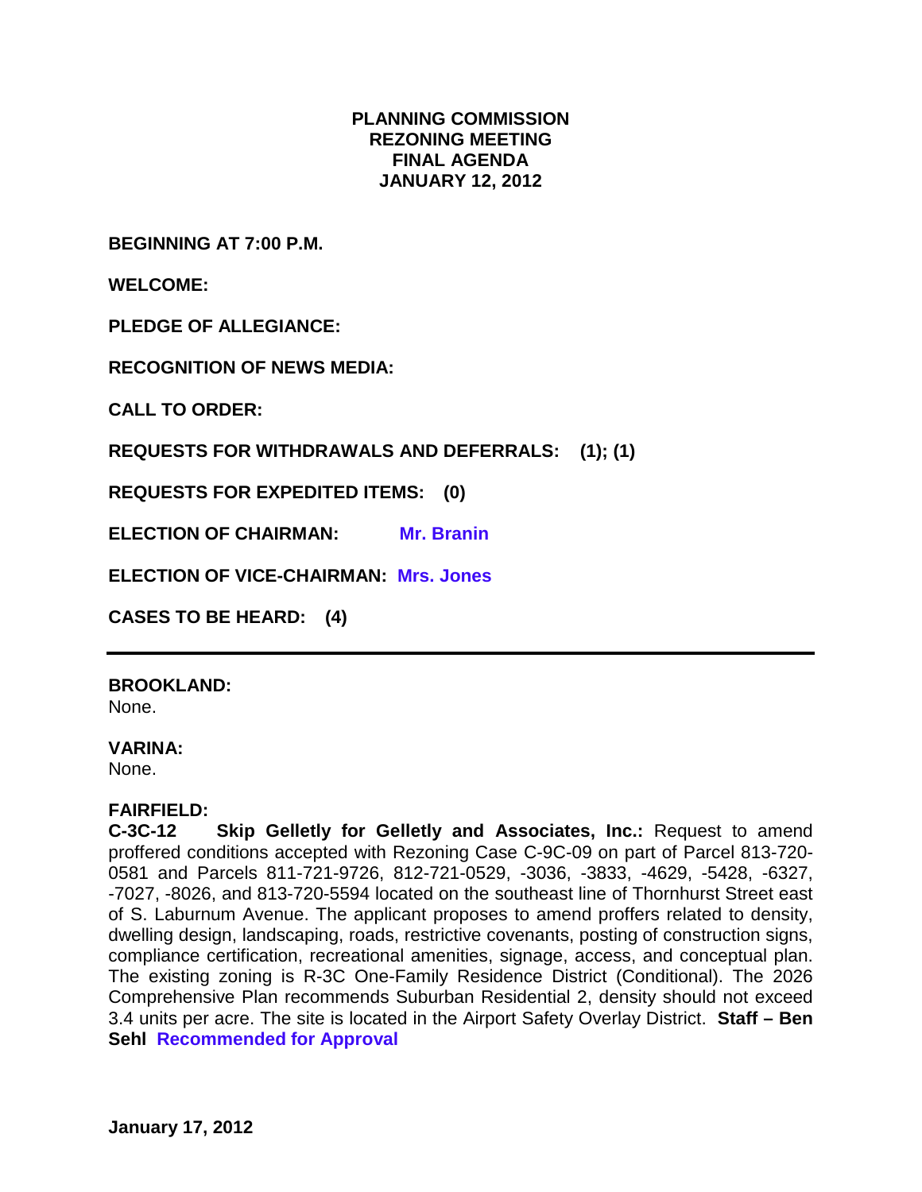**PLANNING COMMISSION**
**REZONING MEETING**
**FINAL AGENDA**
**JANUARY 12, 2012**

**BEGINNING AT 7:00 P.M.**

**WELCOME:**

**PLEDGE OF ALLEGIANCE:**

**RECOGNITION OF NEWS MEDIA:**

**CALL TO ORDER:**

**REQUESTS FOR WITHDRAWALS AND DEFERRALS: (1); (1)**

**REQUESTS FOR EXPEDITED ITEMS: (0)**

**ELECTION OF CHAIRMAN:** **Mr. Branin**

**ELECTION OF VICE-CHAIRMAN:** **Mrs. Jones**

**CASES TO BE HEARD: (4)**

---

**BROOKLAND:**
None.

**VARINA:**
None.

**FAIRFIELD:**
**C-3C-12 Skip Gelletly for Gelletly and Associates, Inc.:** Request to amend proffered conditions accepted with Rezoning Case C-9C-09 on part of Parcel 813-720-0581 and Parcels 811-721-9726, 812-721-0529, -3036, -3833, -4629, -5428, -6327, -7027, -8026, and 813-720-5594 located on the southeast line of Thornhurst Street east of S. Laburnum Avenue. The applicant proposes to amend proffers related to density, dwelling design, landscaping, roads, restrictive covenants, posting of construction signs, compliance certification, recreational amenities, signage, access, and conceptual plan. The existing zoning is R-3C One-Family Residence District (Conditional). The 2026 Comprehensive Plan recommends Suburban Residential 2, density should not exceed 3.4 units per acre. The site is located in the Airport Safety Overlay District. **Staff – Ben Sehl** **Recommended for Approval**

**January 17, 2012**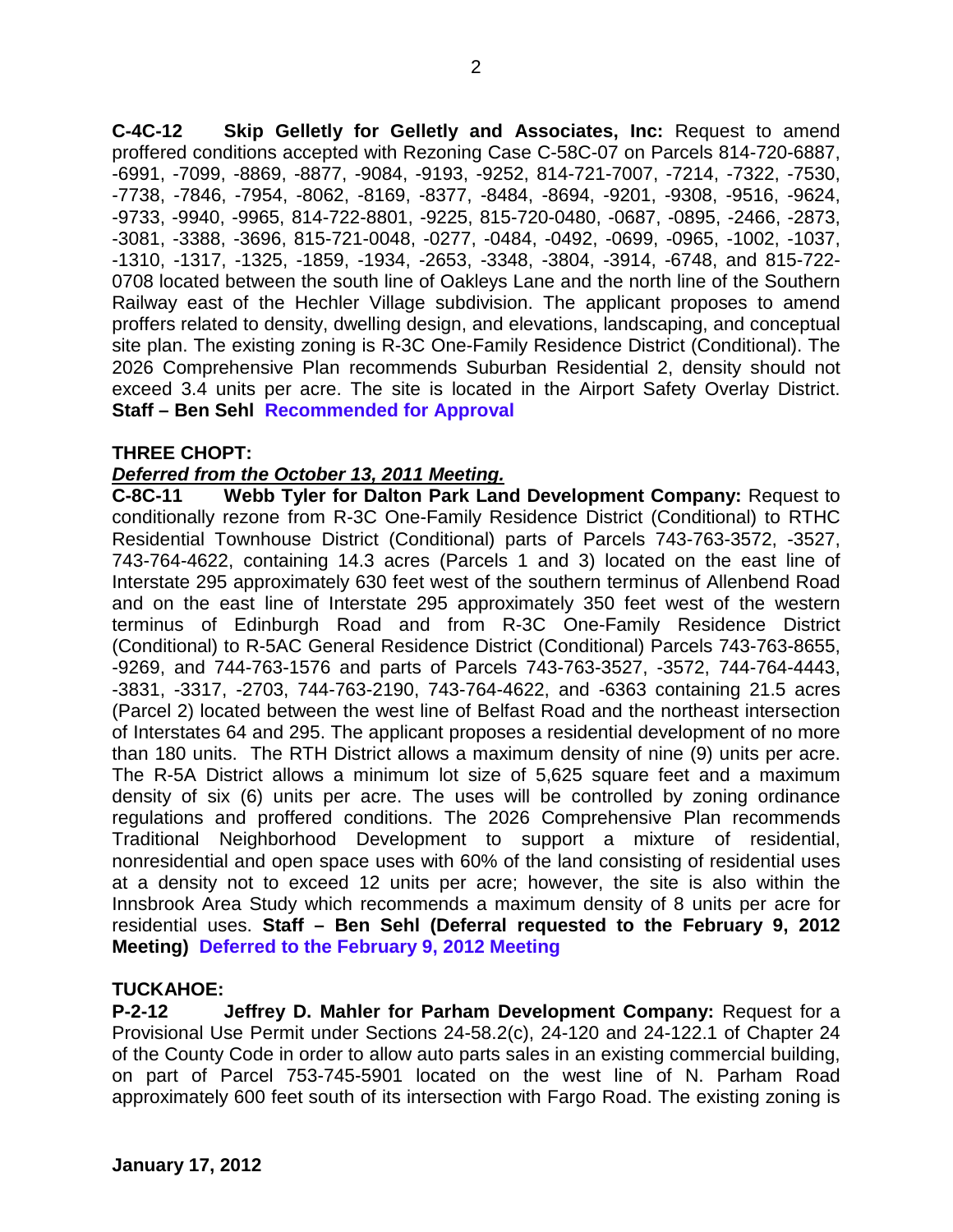**C-4C-12 Skip Gelletly for Gelletly and Associates, Inc:** Request to amend proffered conditions accepted with Rezoning Case C-58C-07 on Parcels 814-720-6887, -6991, -7099, -8869, -8877, -9084, -9193, -9252, 814-721-7007, -7214, -7322, -7530, -7738, -7846, -7954, -8062, -8169, -8377, -8484, -8694, -9201, -9308, -9516, -9624, -9733, -9940, -9965, 814-722-8801, -9225, 815-720-0480, -0687, -0895, -2466, -2873, -3081, -3388, -3696, 815-721-0048, -0277, -0484, -0492, -0699, -0965, -1002, -1037, -1310, -1317, -1325, -1859, -1934, -2653, -3348, -3804, -3914, -6748, and 815-722-0708 located between the south line of Oakleys Lane and the north line of the Southern Railway east of the Hechler Village subdivision. The applicant proposes to amend proffers related to density, dwelling design, and elevations, landscaping, and conceptual site plan. The existing zoning is R-3C One-Family Residence District (Conditional). The 2026 Comprehensive Plan recommends Suburban Residential 2, density should not exceed 3.4 units per acre. The site is located in the Airport Safety Overlay District. **Staff – Ben Sehl** **Recommended for Approval**

**THREE CHOPT:**

***Deferred from the October 13, 2011 Meeting.***

**C-8C-11 Webb Tyler for Dalton Park Land Development Company:** Request to conditionally rezone from R-3C One-Family Residence District (Conditional) to RTHC Residential Townhouse District (Conditional) parts of Parcels 743-763-3572, -3527, 743-764-4622, containing 14.3 acres (Parcels 1 and 3) located on the east line of Interstate 295 approximately 630 feet west of the southern terminus of Allenbend Road and on the east line of Interstate 295 approximately 350 feet west of the western terminus of Edinburgh Road and from R-3C One-Family Residence District (Conditional) to R-5AC General Residence District (Conditional) Parcels 743-763-8655, -9269, and 744-763-1576 and parts of Parcels 743-763-3527, -3572, 744-764-4443, -3831, -3317, -2703, 744-763-2190, 743-764-4622, and -6363 containing 21.5 acres (Parcel 2) located between the west line of Belfast Road and the northeast intersection of Interstates 64 and 295. The applicant proposes a residential development of no more than 180 units. The RTH District allows a maximum density of nine (9) units per acre. The R-5A District allows a minimum lot size of 5,625 square feet and a maximum density of six (6) units per acre. The uses will be controlled by zoning ordinance regulations and proffered conditions. The 2026 Comprehensive Plan recommends Traditional Neighborhood Development to support a mixture of residential, nonresidential and open space uses with 60% of the land consisting of residential uses at a density not to exceed 12 units per acre; however, the site is also within the Innsbrook Area Study which recommends a maximum density of 8 units per acre for residential uses. **Staff – Ben Sehl (Deferral requested to the February 9, 2012 Meeting)** **Deferred to the February 9, 2012 Meeting**

**TUCKAHOE:**

**P-2-12 Jeffrey D. Mahler for Parham Development Company:** Request for a Provisional Use Permit under Sections 24-58.2(c), 24-120 and 24-122.1 of Chapter 24 of the County Code in order to allow auto parts sales in an existing commercial building, on part of Parcel 753-745-5901 located on the west line of N. Parham Road approximately 600 feet south of its intersection with Fargo Road. The existing zoning is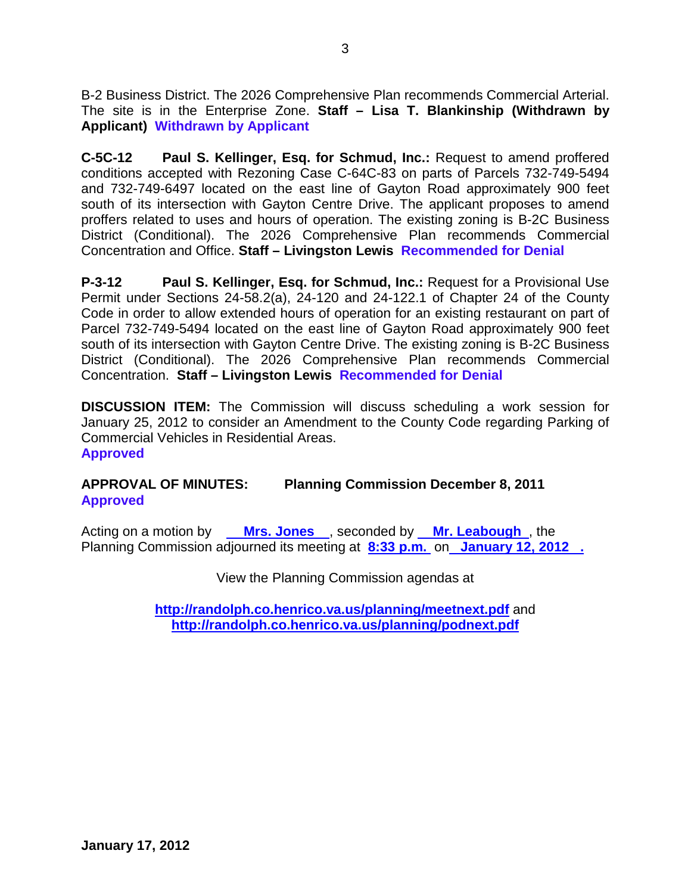B-2 Business District. The 2026 Comprehensive Plan recommends Commercial Arterial. The site is in the Enterprise Zone. **Staff – Lisa T. Blankinship (Withdrawn by Applicant)** **Withdrawn by Applicant**

**C-5C-12 Paul S. Kellinger, Esq. for Schmud, Inc.:** Request to amend proffered conditions accepted with Rezoning Case C-64C-83 on parts of Parcels 732-749-5494 and 732-749-6497 located on the east line of Gayton Road approximately 900 feet south of its intersection with Gayton Centre Drive. The applicant proposes to amend proffers related to uses and hours of operation. The existing zoning is B-2C Business District (Conditional). The 2026 Comprehensive Plan recommends Commercial Concentration and Office. **Staff – Livingston Lewis** **Recommended for Denial**

**P-3-12 Paul S. Kellinger, Esq. for Schmud, Inc.:** Request for a Provisional Use Permit under Sections 24-58.2(a), 24-120 and 24-122.1 of Chapter 24 of the County Code in order to allow extended hours of operation for an existing restaurant on part of Parcel 732-749-5494 located on the east line of Gayton Road approximately 900 feet south of its intersection with Gayton Centre Drive. The existing zoning is B-2C Business District (Conditional). The 2026 Comprehensive Plan recommends Commercial Concentration. **Staff – Livingston Lewis** **Recommended for Denial**

**DISCUSSION ITEM:** The Commission will discuss scheduling a work session for January 25, 2012 to consider an Amendment to the County Code regarding Parking of Commercial Vehicles in Residential Areas.
**Approved**

**APPROVAL OF MINUTES: Planning Commission December 8, 2011**
**Approved**

Acting on a motion by **Mrs. Jones**, seconded by **Mr. Leabough**, the Planning Commission adjourned its meeting at **8:33 p.m.** on **January 12, 2012**.

View the Planning Commission agendas at

**http://randolph.co.henrico.va.us/planning/meetnext.pdf** and
**http://randolph.co.henrico.va.us/planning/podnext.pdf**

**January 17, 2012**